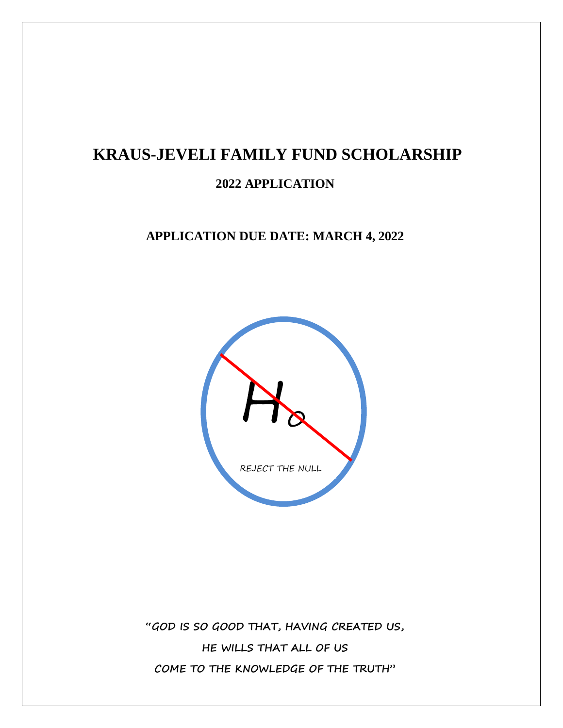# KRAUS-JEVELI FAMILY FUND SCHOLARSHIP

## 2022 APPLICATION

## APPLICATION DUE DATE: MARCH 4, 2022

$H_0$

REJECT THE NULL

"GOD IS SO GOOD THAT, HAVING CREATED US,

HE WILLS THAT ALL OF US

COME TO THE KNOWLEDGE OF THE TRUTH"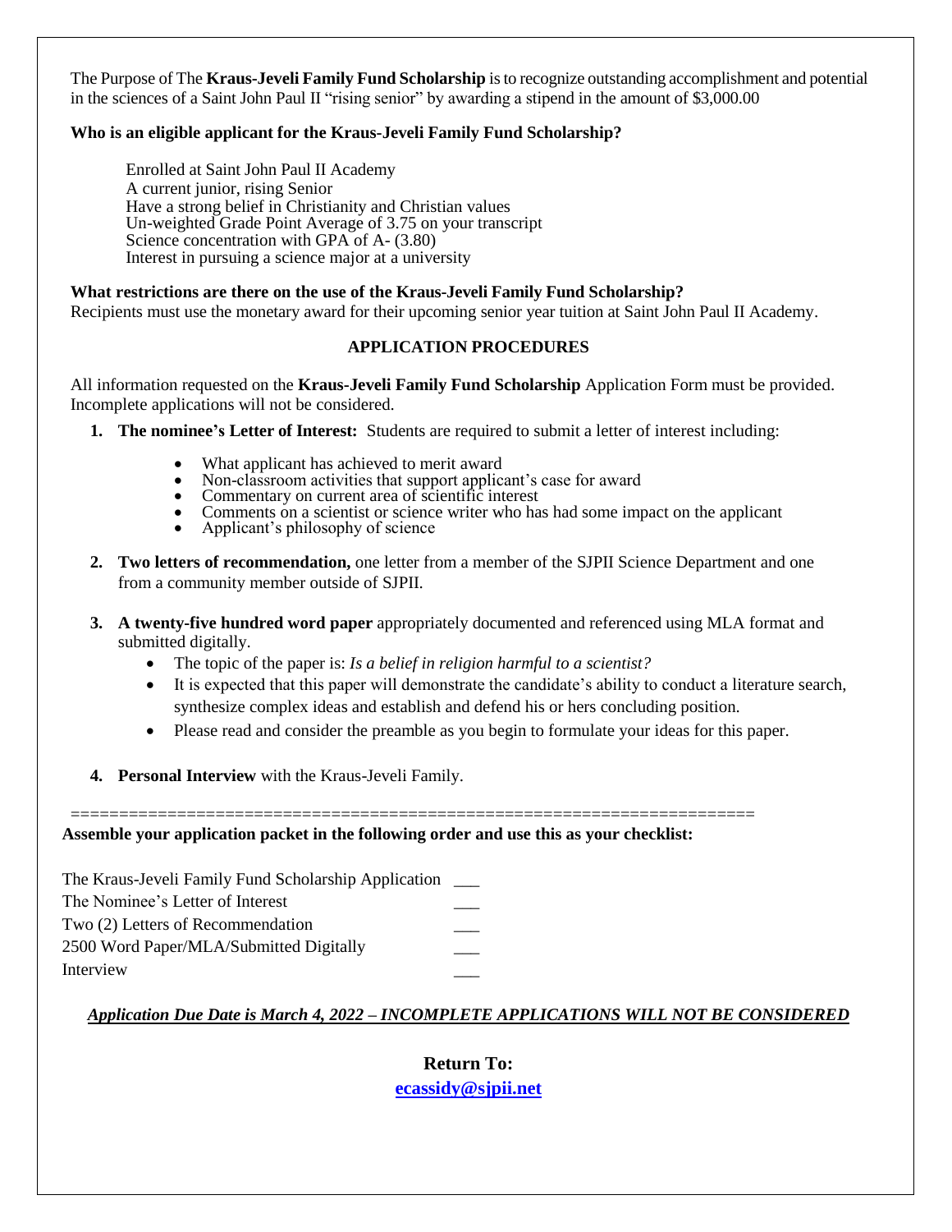The Purpose of The **Kraus-Jeveli Family Fund Scholarship** is to recognize outstanding accomplishment and potential in the sciences of a Saint John Paul II "rising senior" by awarding a stipend in the amount of $3,000.00

**Who is an eligible applicant for the Kraus-Jeveli Family Fund Scholarship?**

Enrolled at Saint John Paul II Academy
A current junior, rising Senior
Have a strong belief in Christianity and Christian values
Un-weighted Grade Point Average of 3.75 on your transcript
Science concentration with GPA of A- (3.80)
Interest in pursuing a science major at a university

**What restrictions are there on the use of the Kraus-Jeveli Family Fund Scholarship?**
Recipients must use the monetary award for their upcoming senior year tuition at Saint John Paul II Academy.

## APPLICATION PROCEDURES

All information requested on the **Kraus-Jeveli Family Fund Scholarship** Application Form must be provided. Incomplete applications will not be considered.

1. **The nominee's Letter of Interest:** Students are required to submit a letter of interest including:
   - What applicant has achieved to merit award
   - Non-classroom activities that support applicant's case for award
   - Commentary on current area of scientific interest
   - Comments on a scientist or science writer who has had some impact on the applicant
   - Applicant's philosophy of science

2. **Two letters of recommendation,** one letter from a member of the SJPII Science Department and one from a community member outside of SJPII.

3. **A twenty-five hundred word paper** appropriately documented and referenced using MLA format and submitted digitally.
   - The topic of the paper is: *Is a belief in religion harmful to a scientist?*
   - It is expected that this paper will demonstrate the candidate's ability to conduct a literature search, synthesize complex ideas and establish and defend his or hers concluding position.
   - Please read and consider the preamble as you begin to formulate your ideas for this paper.

4. **Personal Interview** with the Kraus-Jeveli Family.

======================================================================

**Assemble your application packet in the following order and use this as your checklist:**

The Kraus-Jeveli Family Fund Scholarship Application ___
The Nominee's Letter of Interest ___
Two (2) Letters of Recommendation ___
2500 Word Paper/MLA/Submitted Digitally ___
Interview ___

***Application Due Date is March 4, 2022 – INCOMPLETE APPLICATIONS WILL NOT BE CONSIDERED***

**Return To:**
**ecassidy@sjpii.net**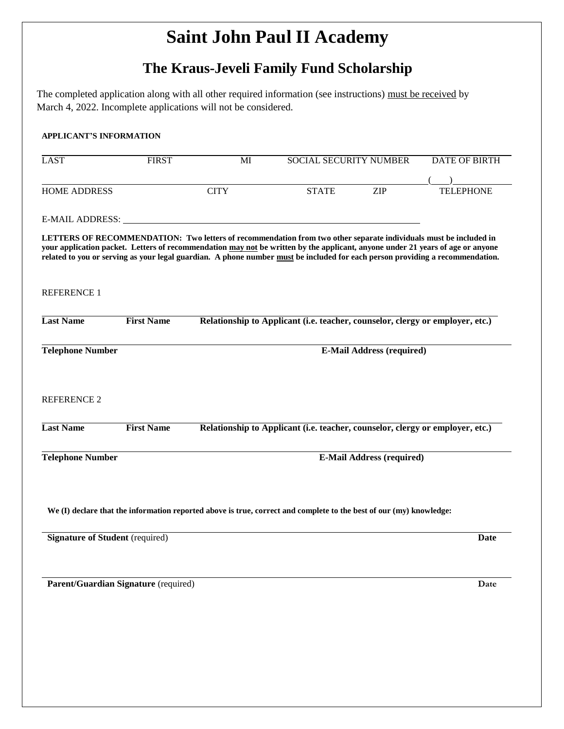# Saint John Paul II Academy

## The Kraus-Jeveli Family Fund Scholarship

The completed application along with all other required information (see instructions) must be received by March 4, 2022. Incomplete applications will not be considered.

**APPLICANT'S INFORMATION**

| LAST | FIRST | MI | SOCIAL SECURITY NUMBER | DATE OF BIRTH |
|---|---|---|---|---|

| HOME ADDRESS | CITY | STATE | ZIP | ( ) TELEPHONE |
|---|---|---|---|---|

E-MAIL ADDRESS: \_\_\_\_\_\_\_\_\_\_\_\_\_\_\_\_\_\_\_\_\_\_\_\_\_\_\_\_\_\_\_\_\_\_\_\_\_\_\_\_

**LETTERS OF RECOMMENDATION: Two letters of recommendation from two other separate individuals must be included in your application packet. Letters of recommendation may not be written by the applicant, anyone under 21 years of age or anyone related to you or serving as your legal guardian. A phone number must be included for each person providing a recommendation.**

REFERENCE 1

| **Last Name** | **First Name** | **Relationship to Applicant (i.e. teacher, counselor, clergy or employer, etc.)** |
|---|---|---|

| **Telephone Number** | **E-Mail Address (required)** |
|---|---|

REFERENCE 2

| **Last Name** | **First Name** | **Relationship to Applicant (i.e. teacher, counselor, clergy or employer, etc.)** |
|---|---|---|

| **Telephone Number** | **E-Mail Address (required)** |
|---|---|

**We (I) declare that the information reported above is true, correct and complete to the best of our (my) knowledge:**

| **Signature of Student** (required) | **Date** |
|---|---|

| **Parent/Guardian Signature** (required) | **Date** |
|---|---|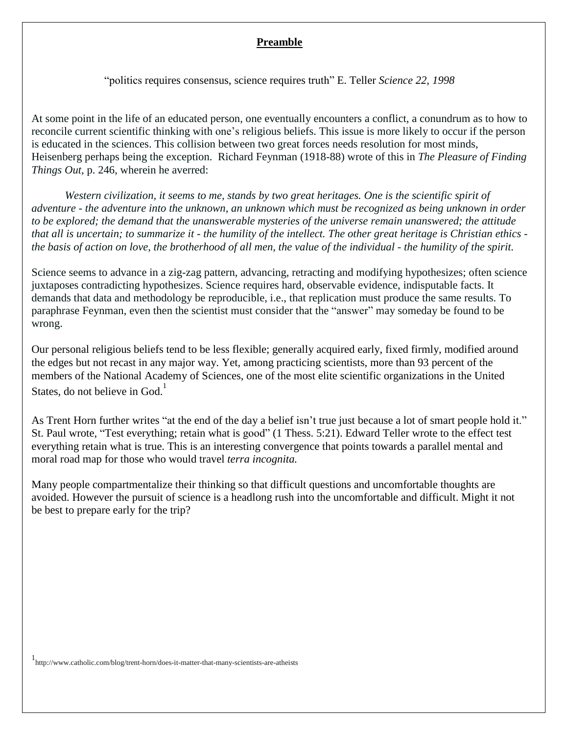# **Preamble**

"politics requires consensus, science requires truth" E. Teller *Science 22, 1998*

At some point in the life of an educated person, one eventually encounters a conflict, a conundrum as to how to reconcile current scientific thinking with one's religious beliefs. This issue is more likely to occur if the person is educated in the sciences. This collision between two great forces needs resolution for most minds, Heisenberg perhaps being the exception. Richard Feynman (1918-88) wrote of this in *The Pleasure of Finding Things Out,* p. 246, wherein he averred:

*Western civilization, it seems to me, stands by two great heritages. One is the scientific spirit of adventure - the adventure into the unknown, an unknown which must be recognized as being unknown in order to be explored; the demand that the unanswerable mysteries of the universe remain unanswered; the attitude that all is uncertain; to summarize it - the humility of the intellect. The other great heritage is Christian ethics - the basis of action on love, the brotherhood of all men, the value of the individual - the humility of the spirit.*

Science seems to advance in a zig-zag pattern, advancing, retracting and modifying hypothesizes; often science juxtaposes contradicting hypothesizes. Science requires hard, observable evidence, indisputable facts. It demands that data and methodology be reproducible, i.e., that replication must produce the same results. To paraphrase Feynman, even then the scientist must consider that the "answer" may someday be found to be wrong.

Our personal religious beliefs tend to be less flexible; generally acquired early, fixed firmly, modified around the edges but not recast in any major way. Yet, among practicing scientists, more than 93 percent of the members of the National Academy of Sciences, one of the most elite scientific organizations in the United States, do not believe in God.[1]

As Trent Horn further writes "at the end of the day a belief isn't true just because a lot of smart people hold it." St. Paul wrote, "Test everything; retain what is good" (1 Thess. 5:21). Edward Teller wrote to the effect test everything retain what is true. This is an interesting convergence that points towards a parallel mental and moral road map for those who would travel *terra incognita.*

Many people compartmentalize their thinking so that difficult questions and uncomfortable thoughts are avoided. However the pursuit of science is a headlong rush into the uncomfortable and difficult. Might it not be best to prepare early for the trip?

[1] http://www.catholic.com/blog/trent-horn/does-it-matter-that-many-scientists-are-atheists